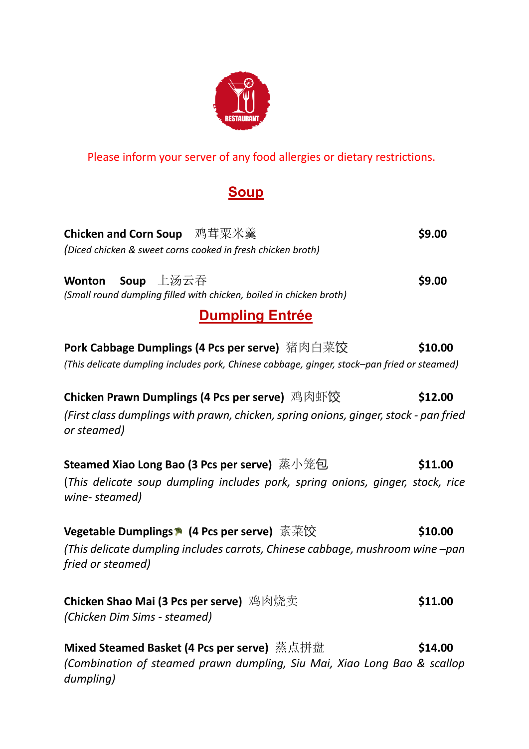Please inform your server of any food allergies or dietary restrictions.

## Soup

**Chicken and Corn Soup** 鸡茸粟米羹 **$9.00**
*(Diced chicken & sweet corns cooked in fresh chicken broth)*

**Wonton Soup** 上汤云吞 **$9.00**
*(Small round dumpling filled with chicken, boiled in chicken broth)*

## Dumpling Entrée

**Pork Cabbage Dumplings (4 Pcs per serve)** 猪肉白菜饺 **$10.00**
*(This delicate dumpling includes pork, Chinese cabbage, ginger, stock–pan fried or steamed)*

**Chicken Prawn Dumplings (4 Pcs per serve)** 鸡肉虾饺 **$12.00**
*(First class dumplings with prawn, chicken, spring onions, ginger, stock - pan fried or steamed)*

**Steamed Xiao Long Bao (3 Pcs per serve)** 蒸小笼包 **$11.00**
(*This delicate soup dumpling includes pork, spring onions, ginger, stock, rice wine- steamed)*

**Vegetable Dumplings (4 Pcs per serve)** 素菜饺 **$10.00**
*(This delicate dumpling includes carrots, Chinese cabbage, mushroom wine –pan fried or steamed)*

**Chicken Shao Mai (3 Pcs per serve)** 鸡肉烧卖 **$11.00**
*(Chicken Dim Sims - steamed)*

**Mixed Steamed Basket (4 Pcs per serve)** 蒸点拼盘 **$14.00**
*(Combination of steamed prawn dumpling, Siu Mai, Xiao Long Bao & scallop dumpling)*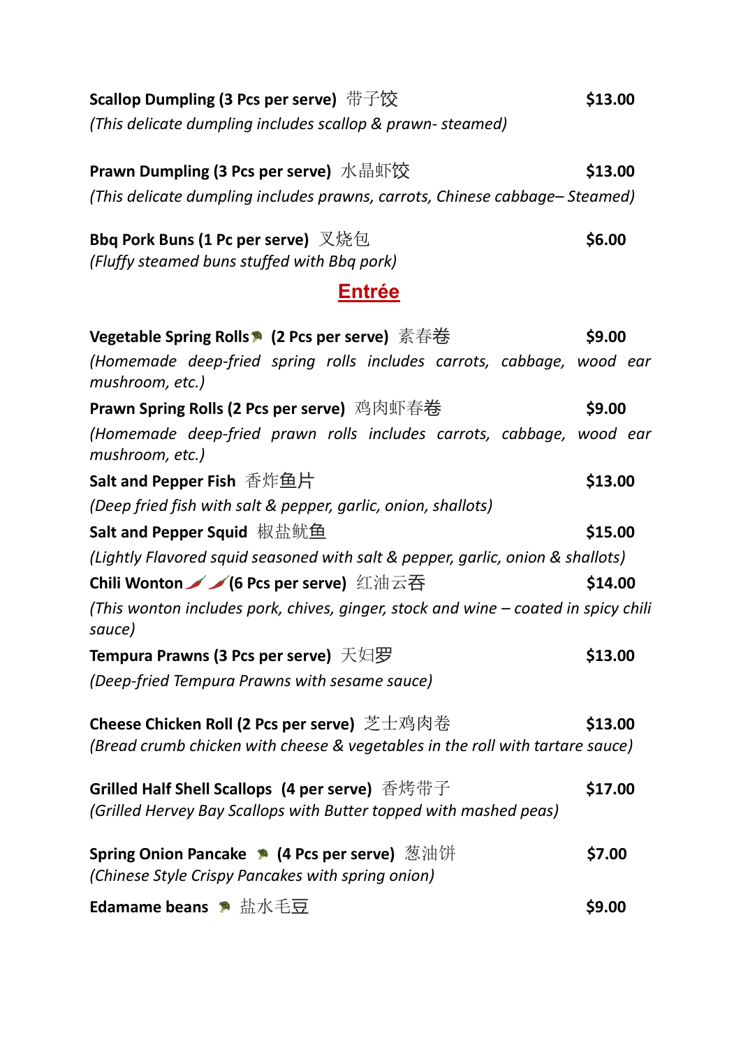**Scallop Dumpling (3 Pcs per serve)** 带子饺 **$13.00**
*(This delicate dumpling includes scallop & prawn- steamed)*

**Prawn Dumpling (3 Pcs per serve)** 水晶虾饺 **$13.00**
*(This delicate dumpling includes prawns, carrots, Chinese cabbage– Steamed)*

**Bbq Pork Buns (1 Pc per serve)** 叉烧包 **$6.00**
*(Fluffy steamed buns stuffed with Bbq pork)*

## Entrée

**Vegetable Spring Rolls (2 Pcs per serve)** 素春卷 **$9.00**
*(Homemade deep-fried spring rolls includes carrots, cabbage, wood ear mushroom, etc.)*

**Prawn Spring Rolls (2 Pcs per serve)** 鸡肉虾春卷 **$9.00**
*(Homemade deep-fried prawn rolls includes carrots, cabbage, wood ear mushroom, etc.)*

**Salt and Pepper Fish** 香炸鱼片 **$13.00**
*(Deep fried fish with salt & pepper, garlic, onion, shallots)*

**Salt and Pepper Squid** 椒盐鱿鱼 **$15.00**
*(Lightly Flavored squid seasoned with salt & pepper, garlic, onion & shallots)*

**Chili Wonton (6 Pcs per serve)** 红油云吞 **$14.00**
*(This wonton includes pork, chives, ginger, stock and wine – coated in spicy chili sauce)*

**Tempura Prawns (3 Pcs per serve)** 天妇罗 **$13.00**
*(Deep-fried Tempura Prawns with sesame sauce)*

**Cheese Chicken Roll (2 Pcs per serve)** 芝士鸡肉卷 **$13.00**
*(Bread crumb chicken with cheese & vegetables in the roll with tartare sauce)*

**Grilled Half Shell Scallops (4 per serve)** 香烤带子 **$17.00**
*(Grilled Hervey Bay Scallops with Butter topped with mashed peas)*

**Spring Onion Pancake (4 Pcs per serve)** 葱油饼 **$7.00**
*(Chinese Style Crispy Pancakes with spring onion)*

**Edamame beans** 盐水毛豆 **$9.00**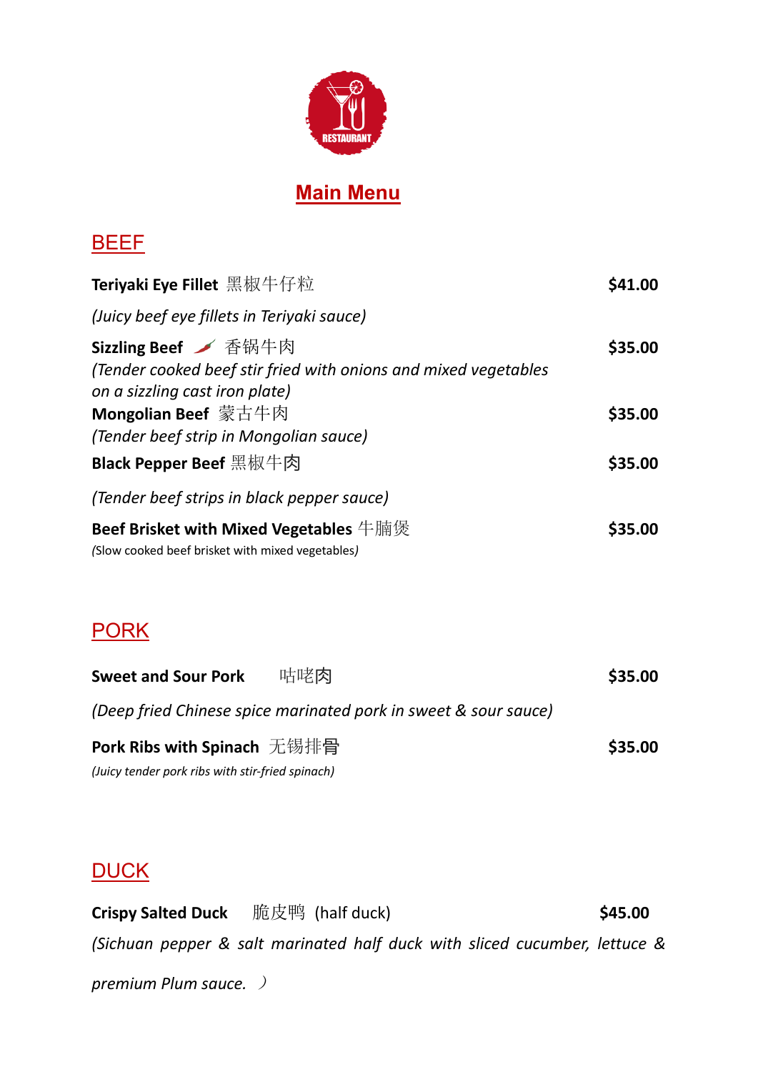# Main Menu

## BEEF

**Teriyaki Eye Fillet** 黑椒牛仔粒 **$41.00**

*(Juicy beef eye fillets in Teriyaki sauce)*

**Sizzling Beef** 🌶 香锅牛肉 **$35.00**

*(Tender cooked beef stir fried with onions and mixed vegetables on a sizzling cast iron plate)*

**Mongolian Beef** 蒙古牛肉 **$35.00**

*(Tender beef strip in Mongolian sauce)*

**Black Pepper Beef** 黑椒牛肉 **$35.00**

*(Tender beef strips in black pepper sauce)*

**Beef Brisket with Mixed Vegetables** 牛腩煲 **$35.00**

*(*Slow cooked beef brisket with mixed vegetables*)*

## PORK

**Sweet and Sour Pork** 咕咾肉 **$35.00**

*(Deep fried Chinese spice marinated pork in sweet & sour sauce)*

**Pork Ribs with Spinach** 无锡排骨 **$35.00**

*(Juicy tender pork ribs with stir-fried spinach)*

## DUCK

**Crispy Salted Duck** 脆皮鸭 (half duck) **$45.00**

*(Sichuan pepper & salt marinated half duck with sliced cucumber, lettuce & premium Plum sauce.* ）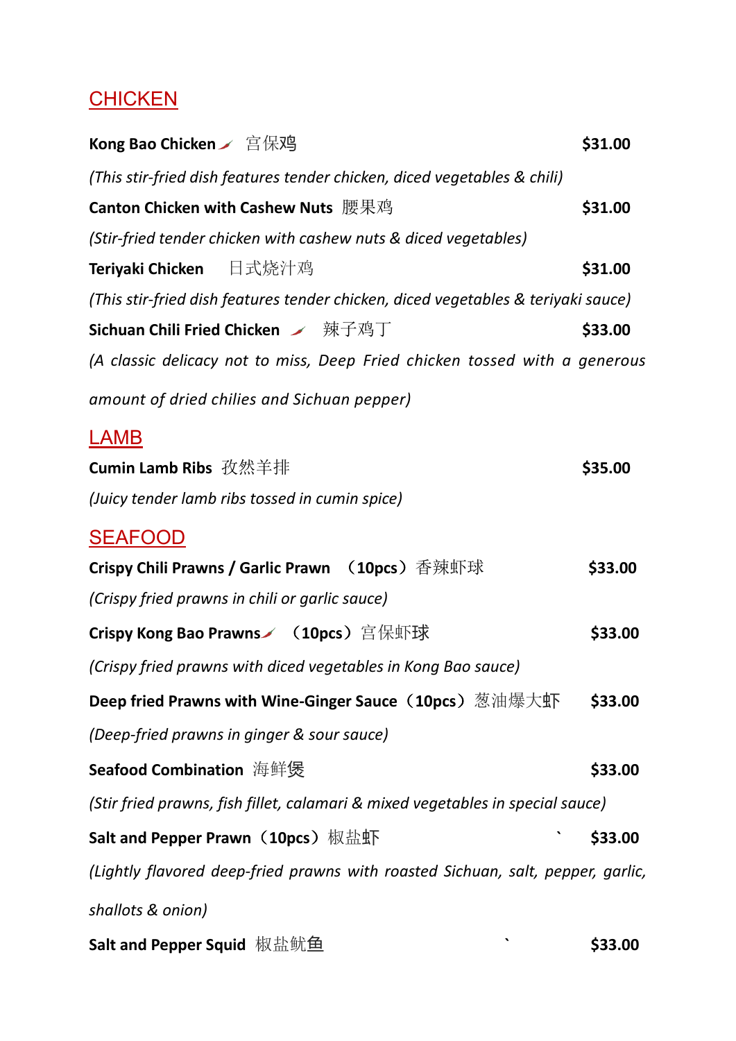## CHICKEN

**Kong Bao Chicken** 🌶 宫保鸡 **$31.00**

*(This stir-fried dish features tender chicken, diced vegetables & chili)*

**Canton Chicken with Cashew Nuts** 腰果鸡 **$31.00**

*(Stir-fried tender chicken with cashew nuts & diced vegetables)*

**Teriyaki Chicken** 日式烧汁鸡 **$31.00**

*(This stir-fried dish features tender chicken, diced vegetables & teriyaki sauce)*

**Sichuan Chili Fried Chicken** 🌶 辣子鸡丁 **$33.00**

*(A classic delicacy not to miss, Deep Fried chicken tossed with a generous amount of dried chilies and Sichuan pepper)*

## LAMB

**Cumin Lamb Ribs** 孜然羊排 **$35.00**

*(Juicy tender lamb ribs tossed in cumin spice)*

## SEAFOOD

**Crispy Chili Prawns / Garlic Prawn （10pcs）** 香辣虾球 **$33.00**

*(Crispy fried prawns in chili or garlic sauce)*

**Crispy Kong Bao Prawns** 🌶 **（10pcs）** 宫保虾球 **$33.00**

*(Crispy fried prawns with diced vegetables in Kong Bao sauce)*

**Deep fried Prawns with Wine-Ginger Sauce（10pcs）** 葱油爆大虾 **$33.00**

*(Deep-fried prawns in ginger & sour sauce)*

**Seafood Combination** 海鲜煲 **$33.00**

*(Stir fried prawns, fish fillet, calamari & mixed vegetables in special sauce)*

**Salt and Pepper Prawn（10pcs）** 椒盐虾 ` **$33.00**

*(Lightly flavored deep-fried prawns with roasted Sichuan, salt, pepper, garlic, shallots & onion)*

**Salt and Pepper Squid** 椒盐鱿鱼 ` **$33.00**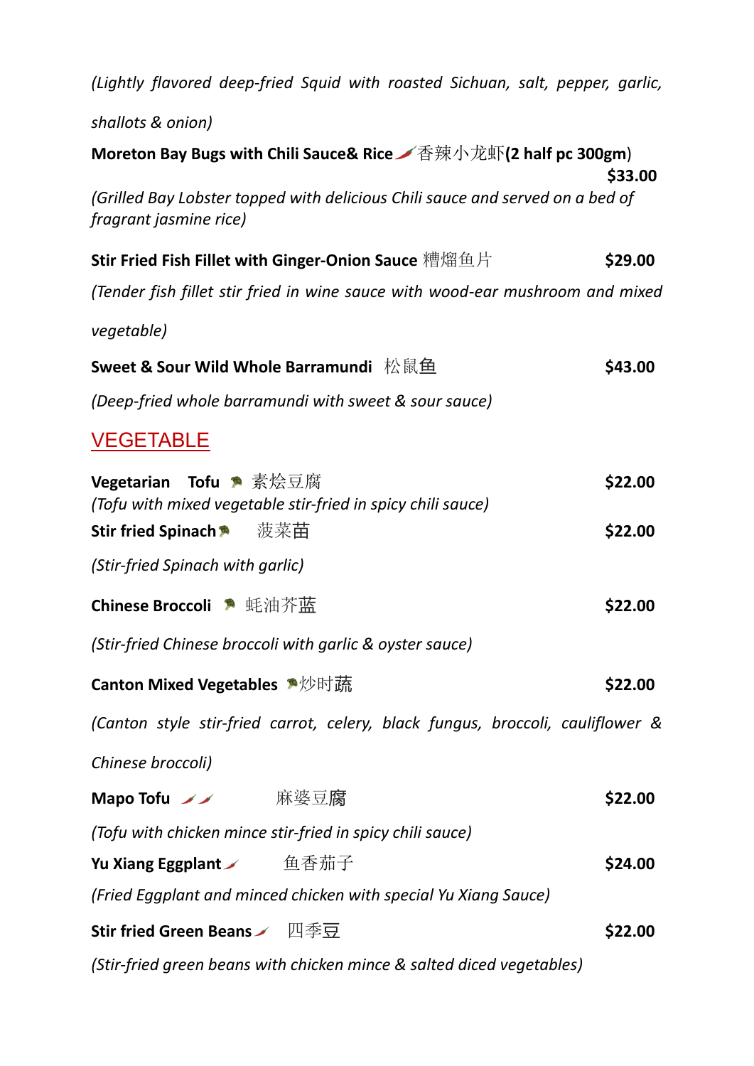*(Lightly flavored deep-fried Squid with roasted Sichuan, salt, pepper, garlic, shallots & onion)*

**Moreton Bay Bugs with Chili Sauce& Rice** 🌶香辣小龙虾**(2 half pc 300gm)** **$33.00**

*(Grilled Bay Lobster topped with delicious Chili sauce and served on a bed of fragrant jasmine rice)*

**Stir Fried Fish Fillet with Ginger-Onion Sauce** 糟熘鱼片 **$29.00**

*(Tender fish fillet stir fried in wine sauce with wood-ear mushroom and mixed vegetable)*

**Sweet & Sour Wild Whole Barramundi** 松鼠鱼 **$43.00**

*(Deep-fried whole barramundi with sweet & sour sauce)*

## VEGETABLE

**Vegetarian Tofu** 🥦 素烩豆腐 **$22.00**

*(Tofu with mixed vegetable stir-fried in spicy chili sauce)*

**Stir fried Spinach** 🥦 菠菜苗 **$22.00**

*(Stir-fried Spinach with garlic)*

**Chinese Broccoli** 🥦 蚝油芥蓝 **$22.00**

*(Stir-fried Chinese broccoli with garlic & oyster sauce)*

**Canton Mixed Vegetables** 🥦炒时蔬 **$22.00**

*(Canton style stir-fried carrot, celery, black fungus, broccoli, cauliflower & Chinese broccoli)*

**Mapo Tofu** 🌶🌶 麻婆豆腐 **$22.00**

*(Tofu with chicken mince stir-fried in spicy chili sauce)*

**Yu Xiang Eggplant** 🌶 鱼香茄子 **$24.00**

*(Fried Eggplant and minced chicken with special Yu Xiang Sauce)*

**Stir fried Green Beans** 🌶 四季豆 **$22.00**

*(Stir-fried green beans with chicken mince & salted diced vegetables)*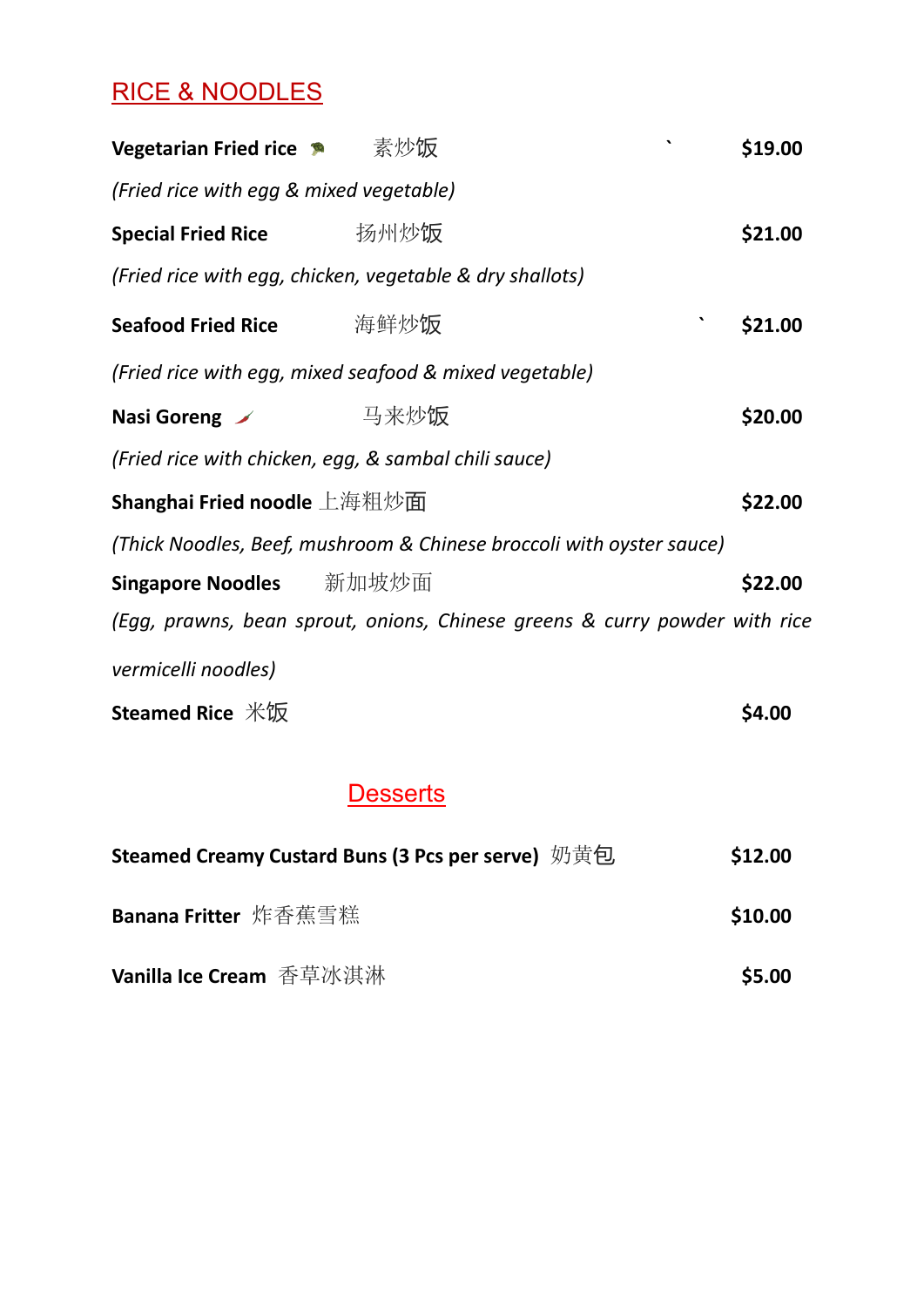## RICE & NOODLES

**Vegetarian Fried rice** 素炒饭 **$19.00**

*(Fried rice with egg & mixed vegetable)*

**Special Fried Rice** 扬州炒饭 **$21.00**

*(Fried rice with egg, chicken, vegetable & dry shallots)*

**Seafood Fried Rice** 海鲜炒饭 **$21.00**

*(Fried rice with egg, mixed seafood & mixed vegetable)*

**Nasi Goreng** 马来炒饭 **$20.00**

*(Fried rice with chicken, egg, & sambal chili sauce)*

**Shanghai Fried noodle** 上海粗炒面 **$22.00**

*(Thick Noodles, Beef, mushroom & Chinese broccoli with oyster sauce)*

**Singapore Noodles** 新加坡炒面 **$22.00**

*(Egg, prawns, bean sprout, onions, Chinese greens & curry powder with rice vermicelli noodles)*

**Steamed Rice** 米饭 **$4.00**

## Desserts

**Steamed Creamy Custard Buns (3 Pcs per serve)** 奶黄包 **$12.00**

**Banana Fritter** 炸香蕉雪糕 **$10.00**

**Vanilla Ice Cream** 香草冰淇淋 **$5.00**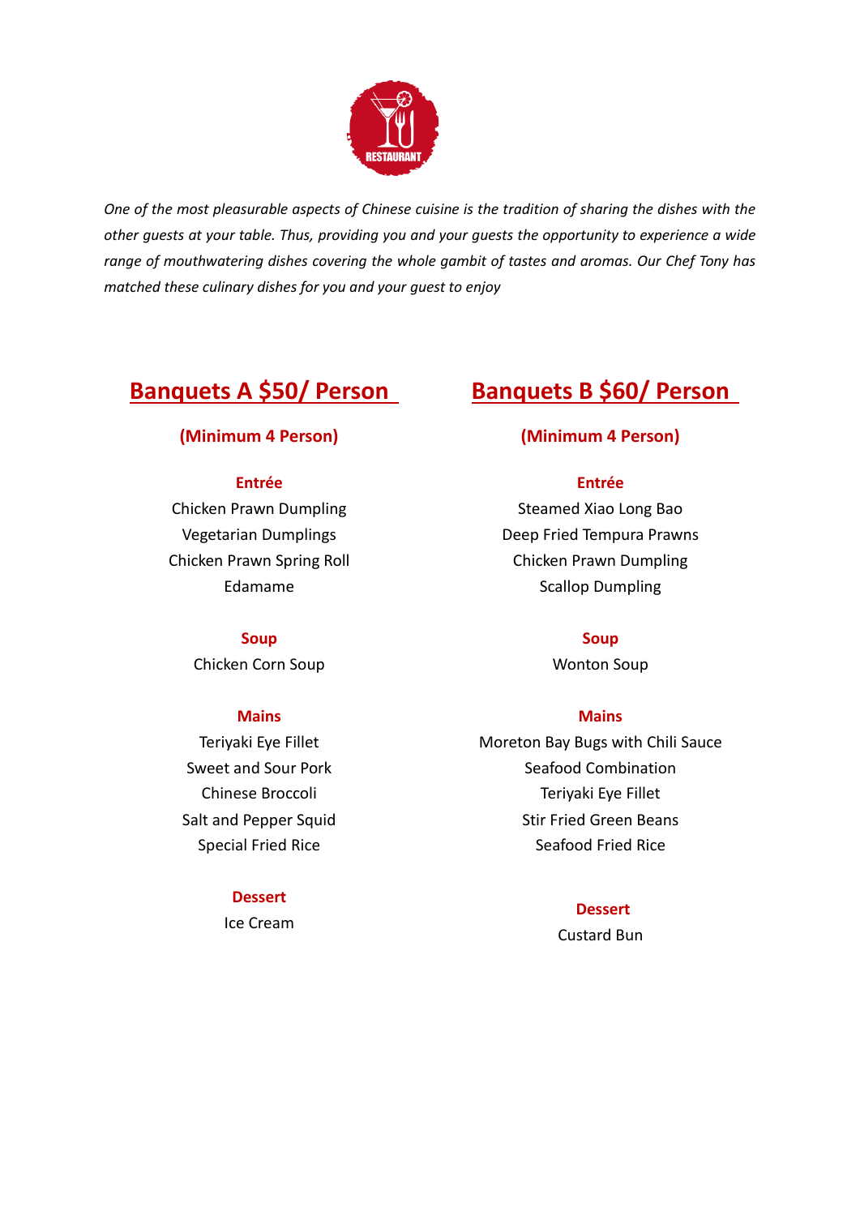*One of the most pleasurable aspects of Chinese cuisine is the tradition of sharing the dishes with the other guests at your table. Thus, providing you and your guests the opportunity to experience a wide range of mouthwatering dishes covering the whole gambit of tastes and aromas. Our Chef Tony has matched these culinary dishes for you and your guest to enjoy*

## Banquets A $50/ Person

**(Minimum 4 Person)**

### Entrée

Chicken Prawn Dumpling
Vegetarian Dumplings
Chicken Prawn Spring Roll
Edamame

### Soup

Chicken Corn Soup

### Mains

Teriyaki Eye Fillet
Sweet and Sour Pork
Chinese Broccoli
Salt and Pepper Squid
Special Fried Rice

### Dessert

Ice Cream

## Banquets B $60/ Person

**(Minimum 4 Person)**

### Entrée

Steamed Xiao Long Bao
Deep Fried Tempura Prawns
Chicken Prawn Dumpling
Scallop Dumpling

### Soup

Wonton Soup

### Mains

Moreton Bay Bugs with Chili Sauce
Seafood Combination
Teriyaki Eye Fillet
Stir Fried Green Beans
Seafood Fried Rice

### Dessert

Custard Bun